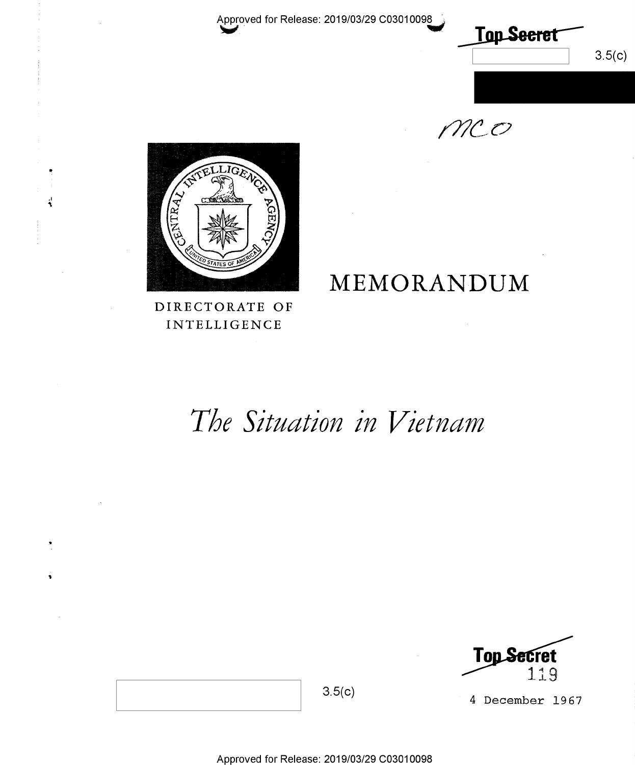Approved for Release: 2019/03/29 C03010098

~~Top Secret~~

3.5(c)

MCO

DIRECTORATE OF INTELLIGENCE

# MEMORANDUM

# *The Situation in Vietnam*

~~Top Secret~~

119

3.5(c)

4 December 1967

Approved for Release: 2019/03/29 C03010098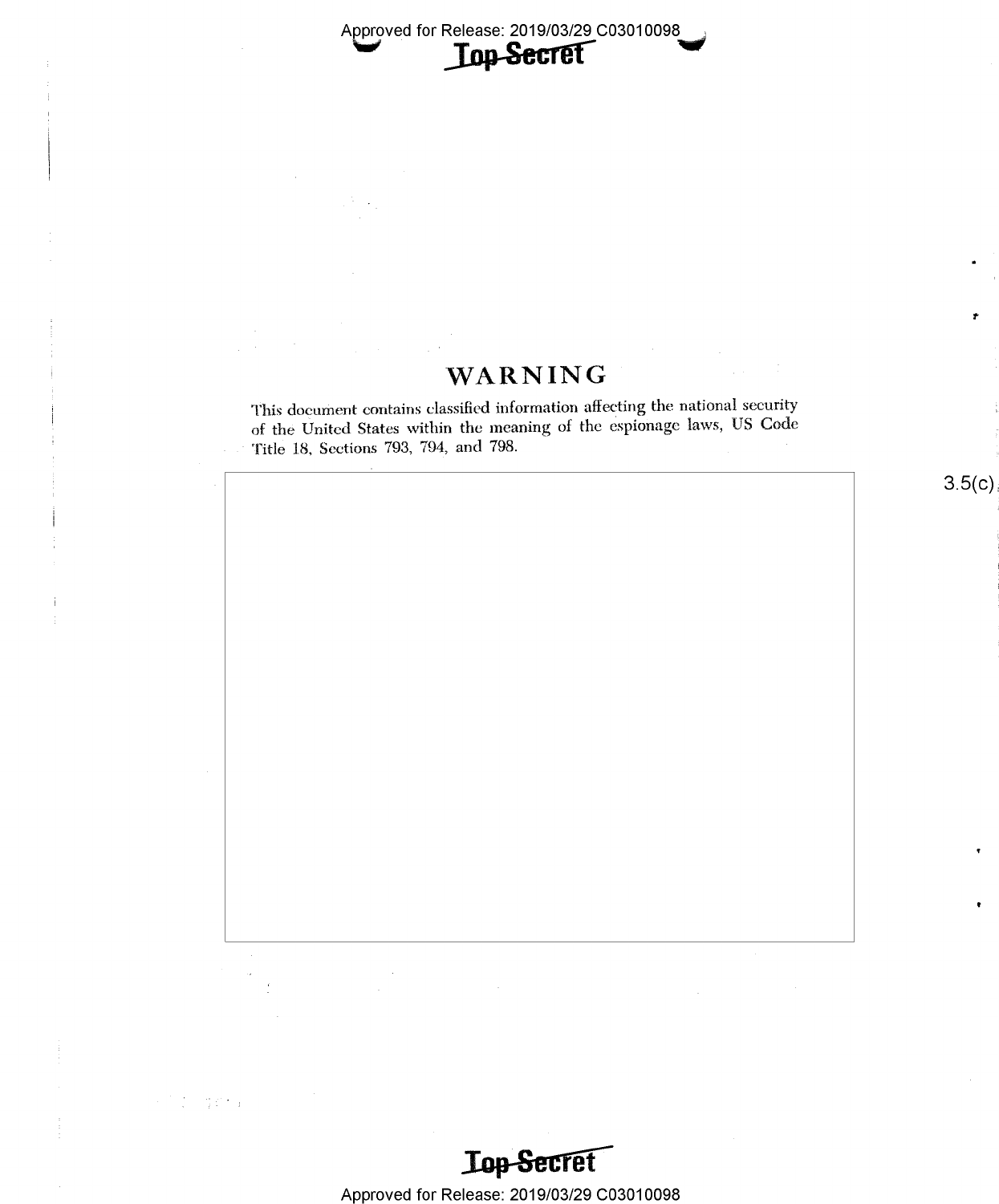# WARNING

This document contains classified information affecting the national security of the United States within the meaning of the espionage laws, US Code Title 18, Sections 793, 794, and 798.

3.5(c)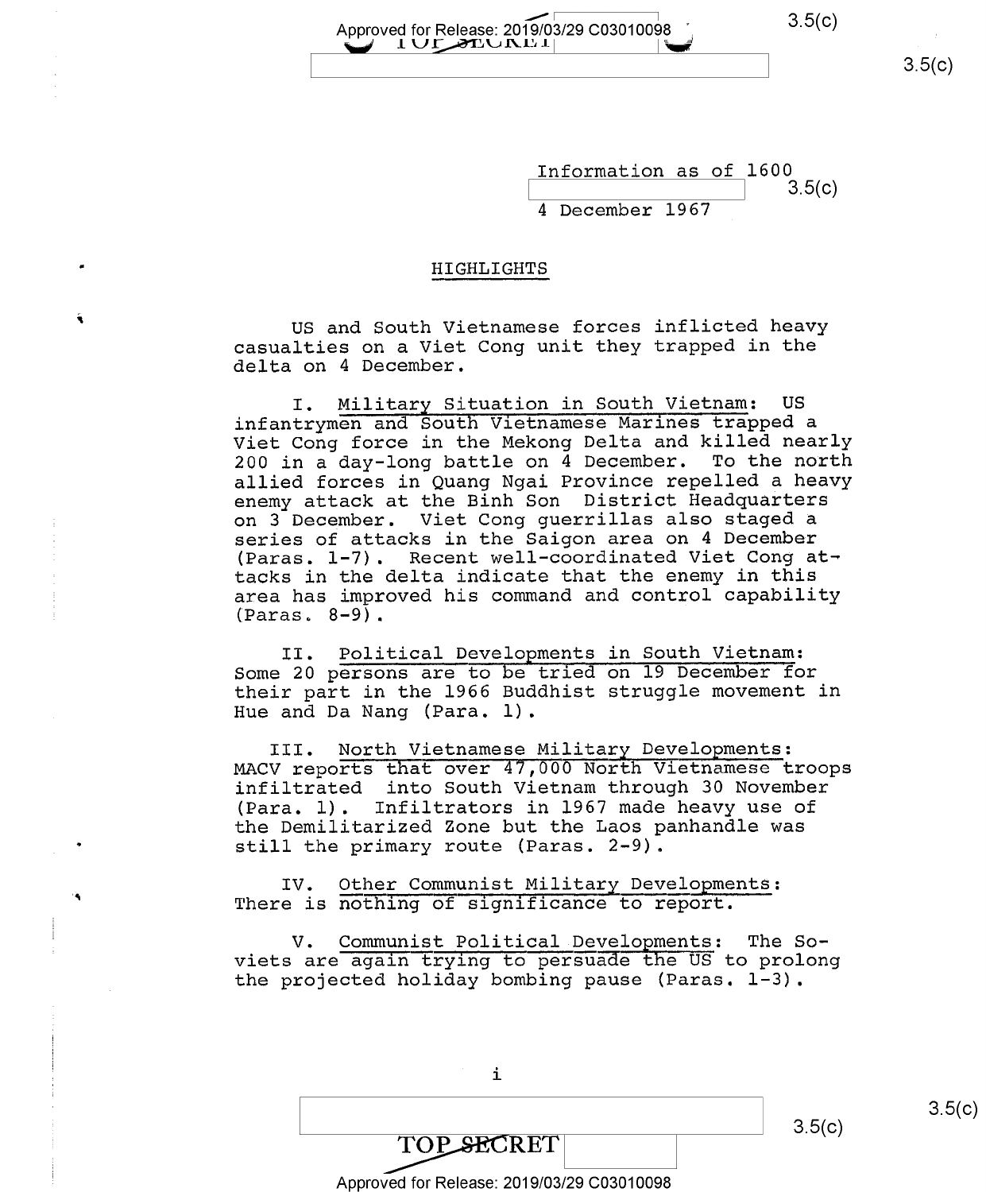Information as of 1600

4 December 1967

## HIGHLIGHTS

US and South Vietnamese forces inflicted heavy casualties on a Viet Cong unit they trapped in the delta on 4 December.

I. Military Situation in South Vietnam: US infantrymen and South Vietnamese Marines trapped a Viet Cong force in the Mekong Delta and killed nearly 200 in a day-long battle on 4 December. To the north allied forces in Quang Ngai Province repelled a heavy enemy attack at the Binh Son District Headquarters on 3 December. Viet Cong guerrillas also staged a series of attacks in the Saigon area on 4 December (Paras. 1-7). Recent well-coordinated Viet Cong attacks in the delta indicate that the enemy in this area has improved his command and control capability (Paras. 8-9).

II. Political Developments in South Vietnam: Some 20 persons are to be tried on 19 December for their part in the 1966 Buddhist struggle movement in Hue and Da Nang (Para. 1).

III. North Vietnamese Military Developments: MACV reports that over 47,000 North Vietnamese troops infiltrated into South Vietnam through 30 November (Para. 1). Infiltrators in 1967 made heavy use of the Demilitarized Zone but the Laos panhandle was still the primary route (Paras. 2-9).

IV. Other Communist Military Developments: There is nothing of significance to report.

V. Communist Political Developments: The Soviets are again trying to persuade the US to prolong the projected holiday bombing pause (Paras. 1-3).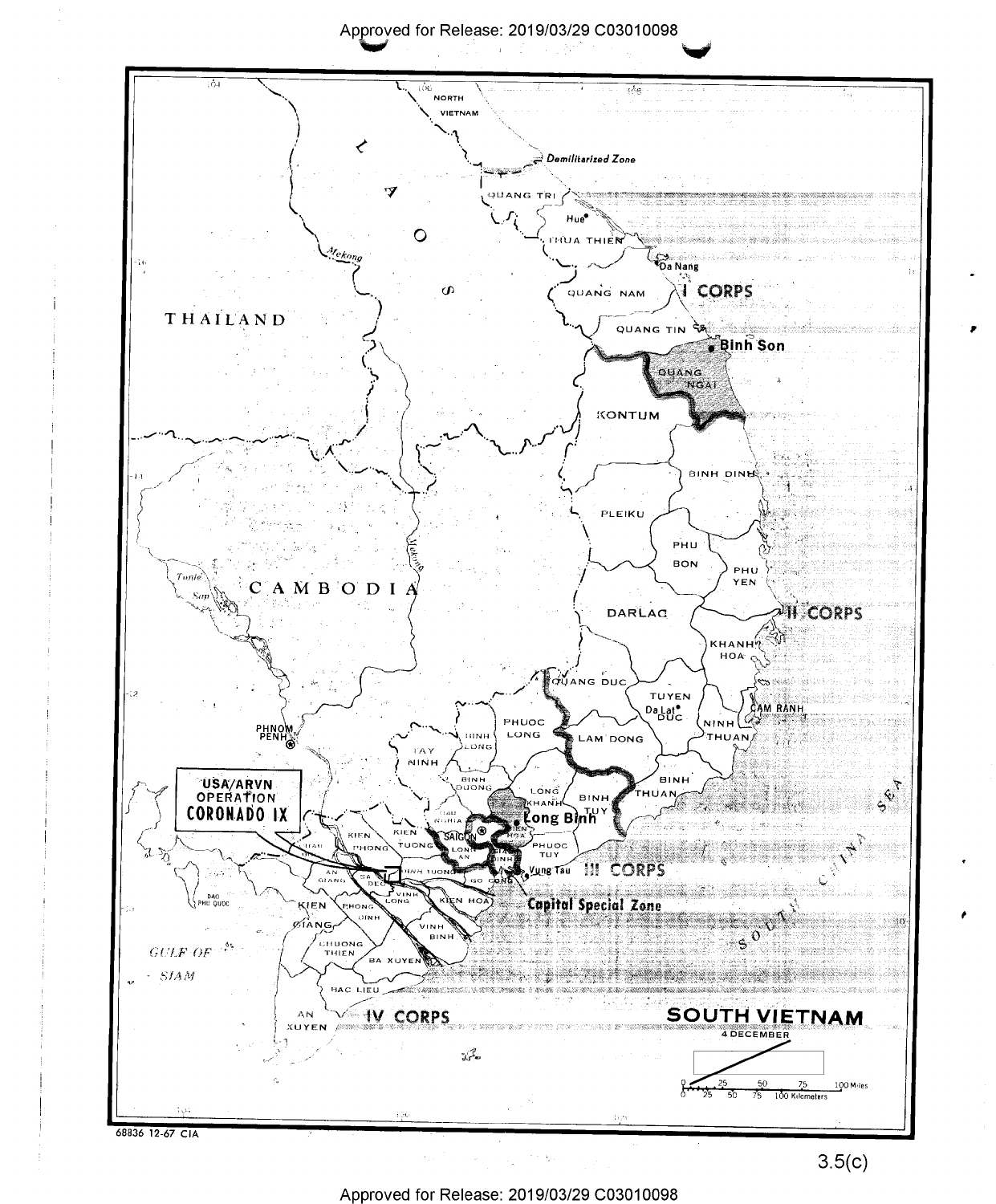# SOUTH VIETNAM

**4 DECEMBER**

**USA/ARVN OPERATION CORONADO IX**

NORTH VIETNAM

Demilitarized Zone

LAOS

THAILAND

CAMBODIA

Mekong

Tonle Sap

PHNOM PENH

GULF OF SIAM

SOUTH CHINA SEA

DAO PHU QUOC

QUANG TRI

Hue

THUA THIEN

Da Nang

QUANG NAM

**I CORPS**

QUANG TIN

**Binh Son**

QUANG NGAI

KONTUM

BINH DINH

PLEIKU

PHU BON

PHU YEN

**II CORPS**

DARLAC

KHANH HOA

QUANG DUC

TUYEN DUC

Da Lat

CAM RANH

NINH THUAN

PHUOC LONG

BINH LONG

LAM DONG

TAY NINH

BINH DUONG

BINH THUAN

LONG KHANH

BINH TUY

**Long Binh**

HAU NGHIA

SAIGON

BIEN HOA

PHUOC TUY

GIA DINH

LONG AN

Vung Tau

**III CORPS**

**Capital Special Zone**

KIEN PHONG

KIEN TUONG

CHAU DOC

AN GIANG

SA DEC

DINH TUONG

GO CONG

VINH LONG

KIEN HOA

KIEN GIANG

PHONG DINH

VINH BINH

CHUONG THIEN

BA XUYEN

BAC LIEU

AN XUYEN

**IV CORPS**

0 25 50 75 100 Miles

0 25 50 75 100 Kilometers

68836 12-67 CIA

3.5(c)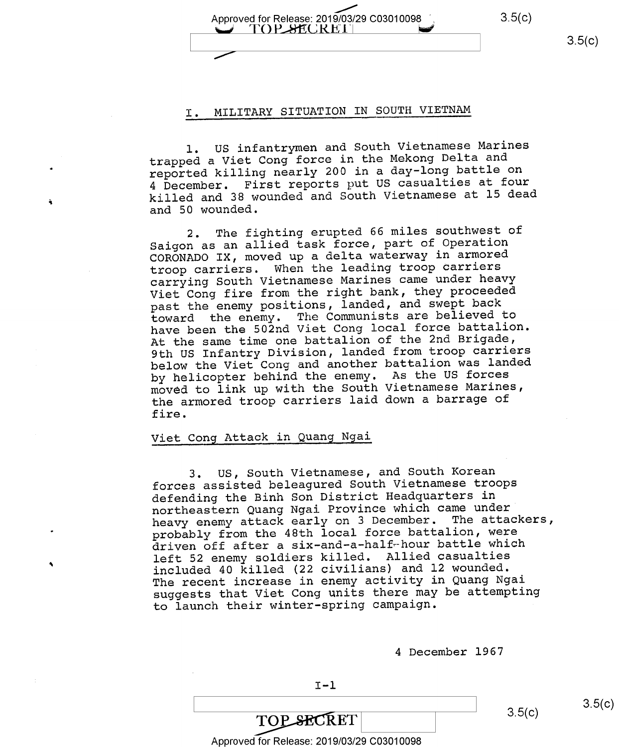## I. MILITARY SITUATION IN SOUTH VIETNAM

1. US infantrymen and South Vietnamese Marines trapped a Viet Cong force in the Mekong Delta and reported killing nearly 200 in a day-long battle on 4 December. First reports put US casualties at four killed and 38 wounded and South Vietnamese at 15 dead and 50 wounded.

2. The fighting erupted 66 miles southwest of Saigon as an allied task force, part of Operation CORONADO IX, moved up a delta waterway in armored troop carriers. When the leading troop carriers carrying South Vietnamese Marines came under heavy Viet Cong fire from the right bank, they proceeded past the enemy positions, landed, and swept back toward the enemy. The Communists are believed to have been the 502nd Viet Cong local force battalion. At the same time one battalion of the 2nd Brigade, 9th US Infantry Division, landed from troop carriers below the Viet Cong and another battalion was landed by helicopter behind the enemy. As the US forces moved to link up with the South Vietnamese Marines, the armored troop carriers laid down a barrage of fire.

### Viet Cong Attack in Quang Ngai

3. US, South Vietnamese, and South Korean forces assisted beleagured South Vietnamese troops defending the Binh Son District Headquarters in northeastern Quang Ngai Province which came under heavy enemy attack early on 3 December. The attackers, probably from the 48th local force battalion, were driven off after a six-and-a-half-hour battle which left 52 enemy soldiers killed. Allied casualties included 40 killed (22 civilians) and 12 wounded. The recent increase in enemy activity in Quang Ngai suggests that Viet Cong units there may be attempting to launch their winter-spring campaign.

4 December 1967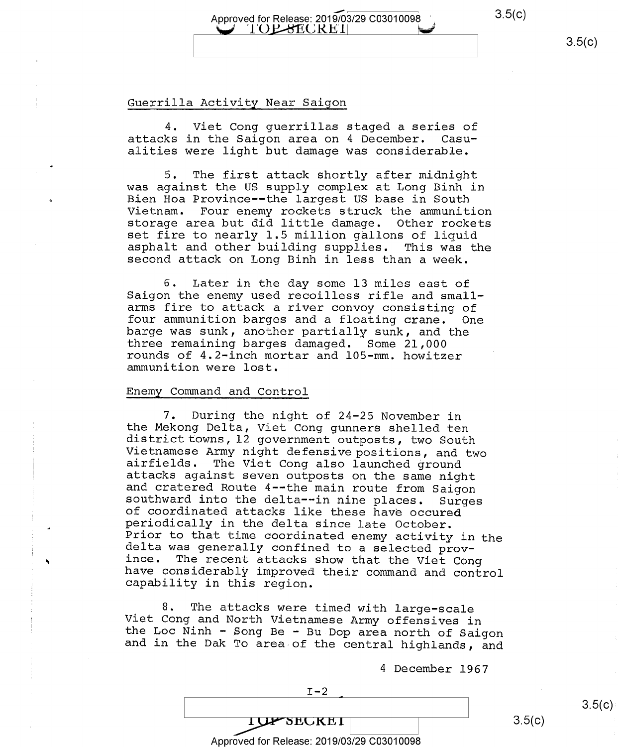## Guerrilla Activity Near Saigon

4. Viet Cong guerrillas staged a series of attacks in the Saigon area on 4 December. Casualities were light but damage was considerable.

5. The first attack shortly after midnight was against the US supply complex at Long Binh in Bien Hoa Province--the largest US base in South Vietnam. Four enemy rockets struck the ammunition storage area but did little damage. Other rockets set fire to nearly 1.5 million gallons of liquid asphalt and other building supplies. This was the second attack on Long Binh in less than a week.

6. Later in the day some 13 miles east of Saigon the enemy used recoilless rifle and small-arms fire to attack a river convoy consisting of four ammunition barges and a floating crane. One barge was sunk, another partially sunk, and the three remaining barges damaged. Some 21,000 rounds of 4.2-inch mortar and 105-mm. howitzer ammunition were lost.

## Enemy Command and Control

7. During the night of 24-25 November in the Mekong Delta, Viet Cong gunners shelled ten district towns, 12 government outposts, two South Vietnamese Army night defensive positions, and two airfields. The Viet Cong also launched ground attacks against seven outposts on the same night and cratered Route 4--the main route from Saigon southward into the delta--in nine places. Surges of coordinated attacks like these have occured periodically in the delta since late October. Prior to that time coordinated enemy activity in the delta was generally confined to a selected province. The recent attacks show that the Viet Cong have considerably improved their command and control capability in this region.

8. The attacks were timed with large-scale Viet Cong and North Vietnamese Army offensives in the Loc Ninh - Song Be - Bu Dop area north of Saigon and in the Dak To area of the central highlands, and

4 December 1967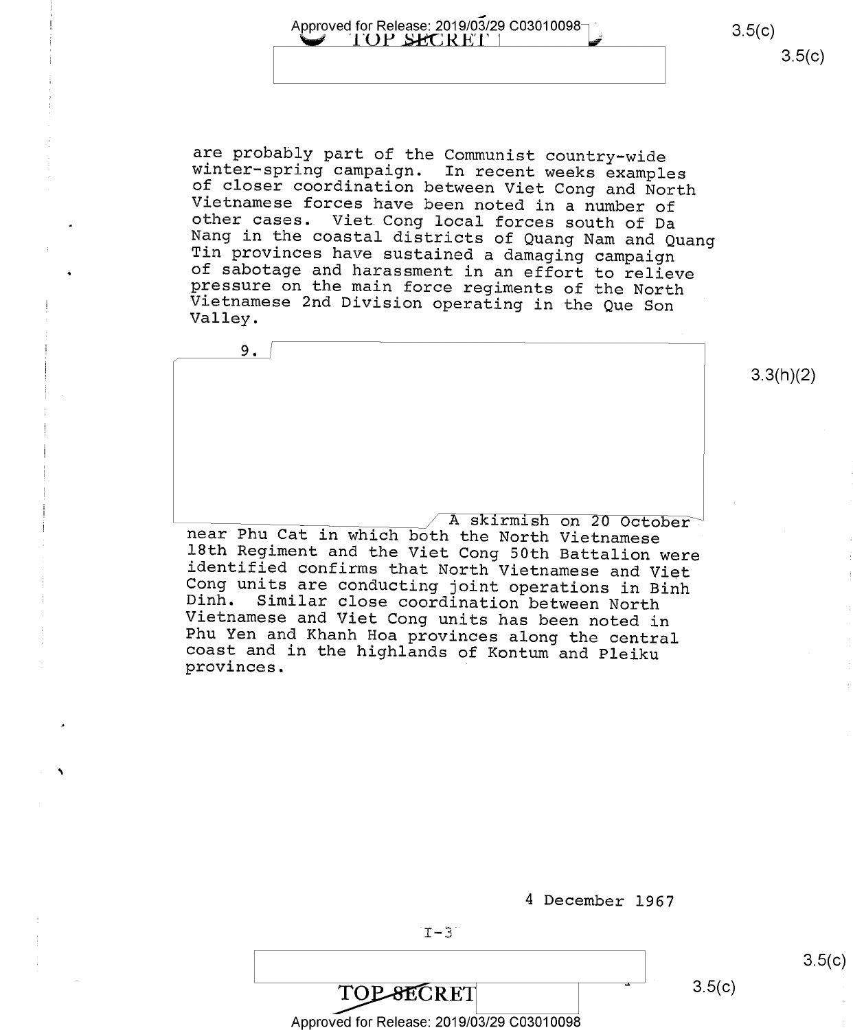are probably part of the Communist country-wide winter-spring campaign. In recent weeks examples of closer coordination between Viet Cong and North Vietnamese forces have been noted in a number of other cases. Viet Cong local forces south of Da Nang in the coastal districts of Quang Nam and Quang Tin provinces have sustained a damaging campaign of sabotage and harassment in an effort to relieve pressure on the main force regiments of the North Vietnamese 2nd Division operating in the Que Son Valley.

9. A skirmish on 20 October near Phu Cat in which both the North Vietnamese 18th Regiment and the Viet Cong 50th Battalion were identified confirms that North Vietnamese and Viet Cong units are conducting joint operations in Binh Dinh. Similar close coordination between North Vietnamese and Viet Cong units has been noted in Phu Yen and Khanh Hoa provinces along the central coast and in the highlands of Kontum and Pleiku provinces.

4 December 1967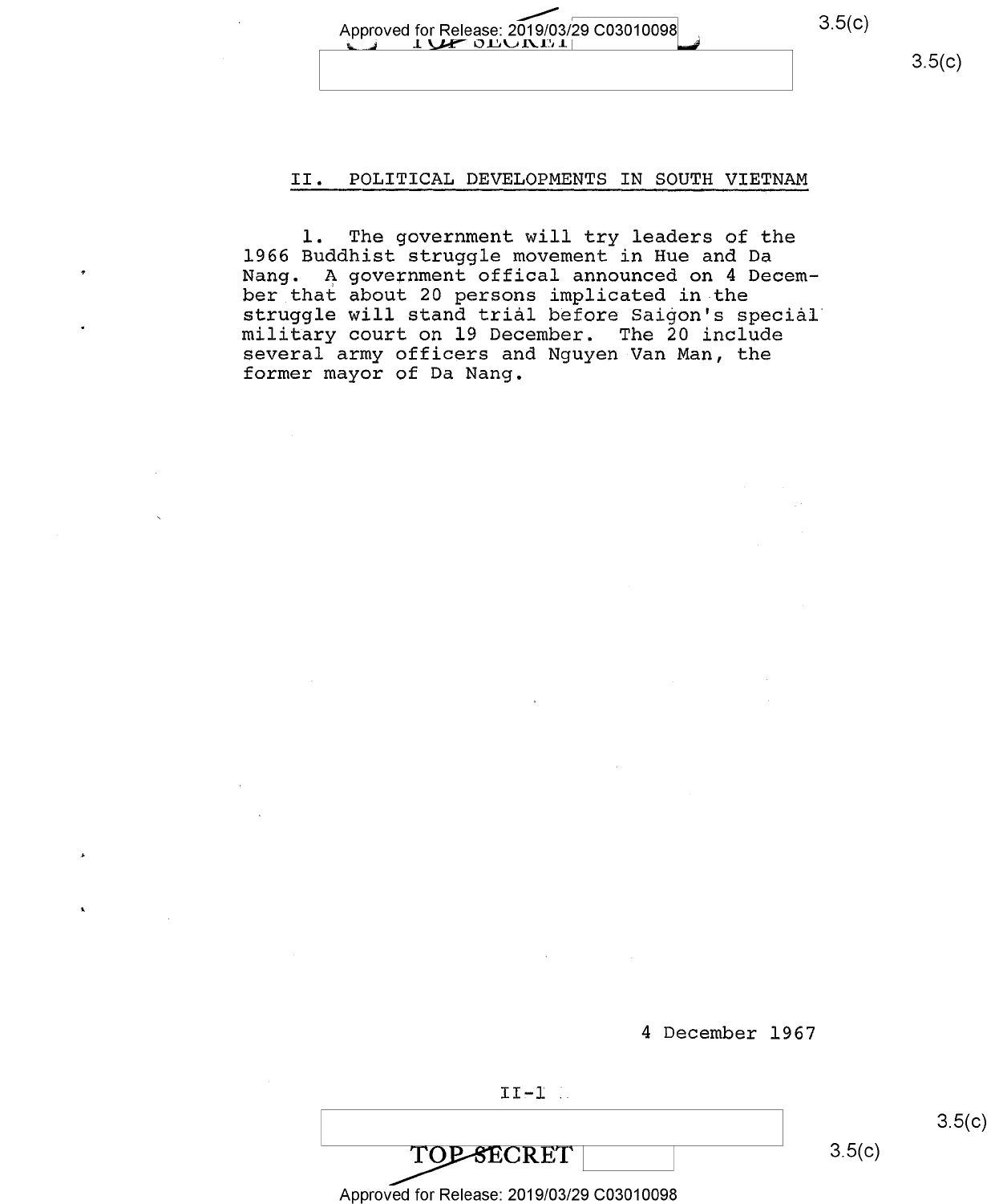## II. POLITICAL DEVELOPMENTS IN SOUTH VIETNAM

1. The government will try leaders of the 1966 Buddhist struggle movement in Hue and Da Nang. A government offical announced on 4 December that about 20 persons implicated in the struggle will stand trial before Saigon's special military court on 19 December. The 20 include several army officers and Nguyen Van Man, the former mayor of Da Nang.

4 December 1967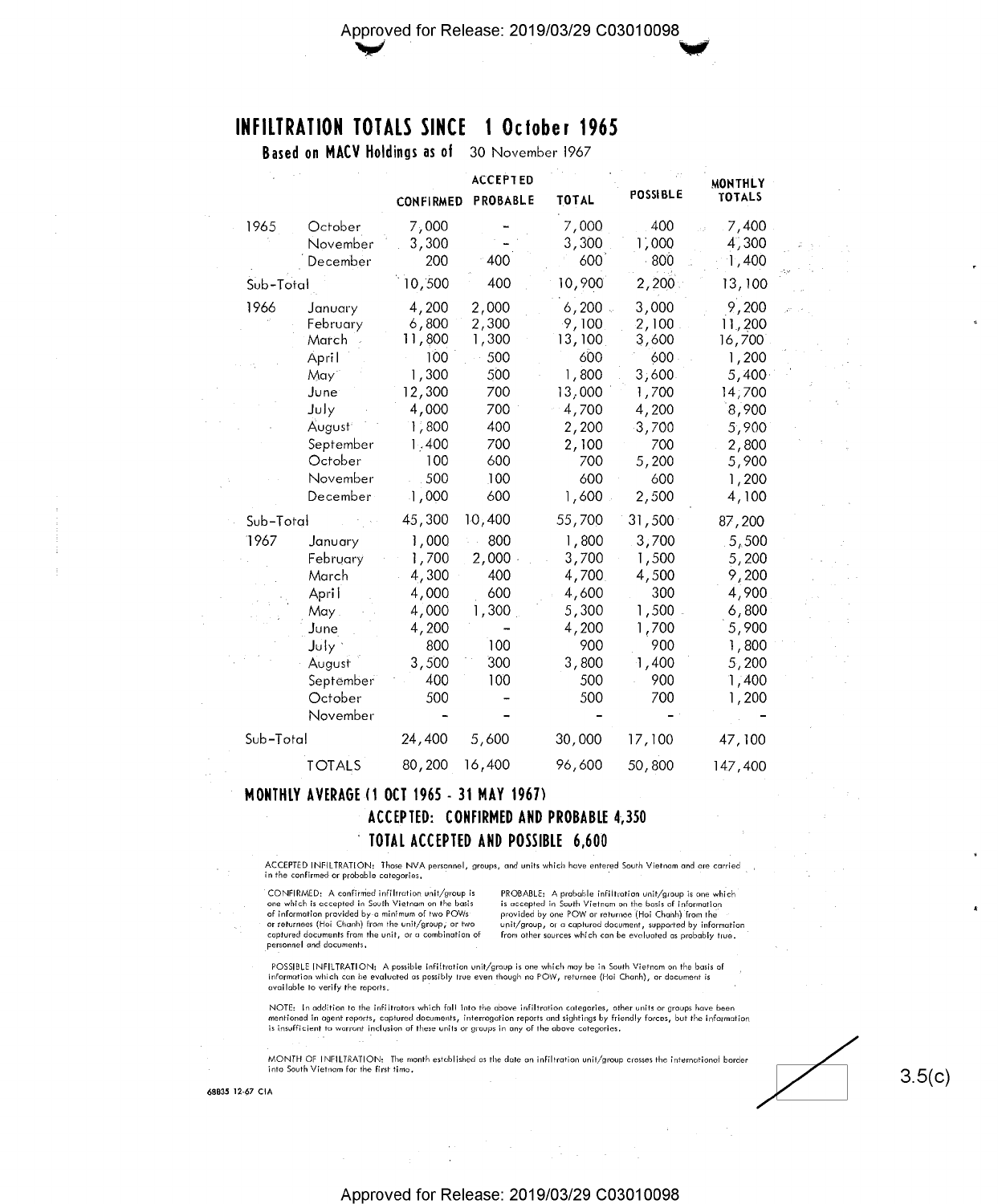# INFILTRATION TOTALS SINCE 1 October 1965

**Based on MACV Holdings as of** 30 November 1967

| | | ACCEPTED | | | | |
|---|---|---|---|---|---|---|
| | | CONFIRMED | PROBABLE | TOTAL | POSSIBLE | MONTHLY TOTALS |
| 1965 | October | 7,000 | - | 7,000 | 400 | 7,400 |
| | November | 3,300 | - | 3,300 | 1,000 | 4,300 |
| | December | 200 | 400 | 600 | 800 | 1,400 |
| Sub-Total | | 10,500 | 400 | 10,900 | 2,200 | 13,100 |
| 1966 | January | 4,200 | 2,000 | 6,200 | 3,000 | 9,200 |
| | February | 6,800 | 2,300 | 9,100 | 2,100 | 11,200 |
| | March | 11,800 | 1,300 | 13,100 | 3,600 | 16,700 |
| | April | 100 | 500 | 600 | 600 | 1,200 |
| | May | 1,300 | 500 | 1,800 | 3,600 | 5,400 |
| | June | 12,300 | 700 | 13,000 | 1,700 | 14,700 |
| | July | 4,000 | 700 | 4,700 | 4,200 | 8,900 |
| | August | 1,800 | 400 | 2,200 | 3,700 | 5,900 |
| | September | 1,400 | 700 | 2,100 | 700 | 2,800 |
| | October | 100 | 600 | 700 | 5,200 | 5,900 |
| | November | 500 | 100 | 600 | 600 | 1,200 |
| | December | 1,000 | 600 | 1,600 | 2,500 | 4,100 |
| Sub-Total | | 45,300 | 10,400 | 55,700 | 31,500 | 87,200 |
| 1967 | January | 1,000 | 800 | 1,800 | 3,700 | 5,500 |
| | February | 1,700 | 2,000 | 3,700 | 1,500 | 5,200 |
| | March | 4,300 | 400 | 4,700 | 4,500 | 9,200 |
| | April | 4,000 | 600 | 4,600 | 300 | 4,900 |
| | May | 4,000 | 1,300 | 5,300 | 1,500 | 6,800 |
| | June | 4,200 | - | 4,200 | 1,700 | 5,900 |
| | July | 800 | 100 | 900 | 900 | 1,800 |
| | August | 3,500 | 300 | 3,800 | 1,400 | 5,200 |
| | September | 400 | 100 | 500 | 900 | 1,400 |
| | October | 500 | - | 500 | 700 | 1,200 |
| | November | - | - | - | - | - |
| Sub-Total | | 24,400 | 5,600 | 30,000 | 17,100 | 47,100 |
| | TOTALS | 80,200 | 16,400 | 96,600 | 50,800 | 147,400 |

## MONTHLY AVERAGE (1 OCT 1965 - 31 MAY 1967)

**ACCEPTED: CONFIRMED AND PROBABLE 4,350**

**TOTAL ACCEPTED AND POSSIBLE 6,600**

ACCEPTED INFILTRATION: Those NVA personnel, groups, and units which have entered South Vietnam and are carried in the confirmed or probable categories.

CONFIRMED: A confirmed infiltration unit/group is one which is accepted in South Vietnam on the basis of information provided by a minimum of two POWs or returnees (Hoi Chanh) from the unit/group, or two captured documents from the unit, or a combination of personnel and documents.

PROBABLE: A probable infiltration unit/group is one which is accepted in South Vietnam on the basis of information provided by one POW or returnee (Hoi Chanh) from the unit/group, or a captured document, supported by information from other sources which can be evaluated as probably true.

POSSIBLE INFILTRATION: A possible infiltration unit/group is one which may be in South Vietnam on the basis of information which can be evaluated as possibly true even though no POW, returnee (Hoi Chanh), or document is available to verify the reports.

NOTE: In addition to the infiltrators which fall into the above infiltration categories, other units or groups have been mentioned in agent reports, captured documents, interrogation reports and sightings by friendly forces, but the information is insufficient to warrant inclusion of these units or groups in any of the above categories.

MONTH OF INFILTRATION: The month established as the date an infiltration unit/group crosses the international border into South Vietnam for the first time.

68835 12-67 CIA

3.5(c)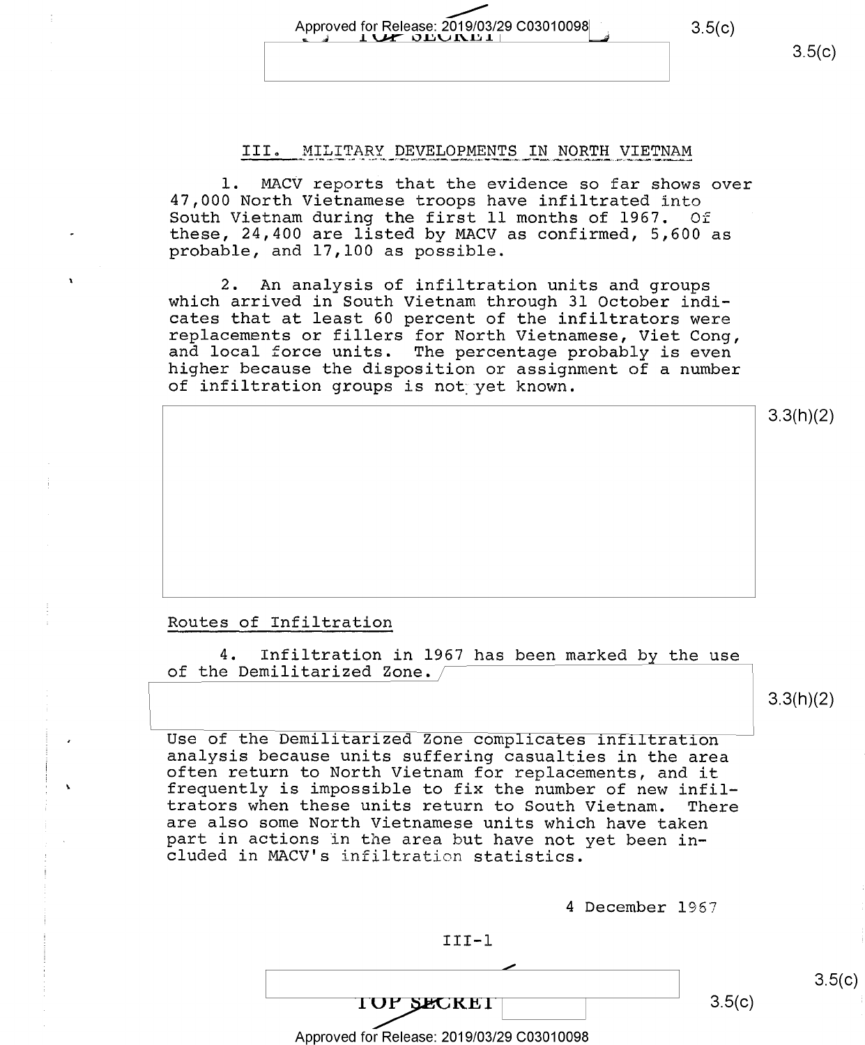## III. MILITARY DEVELOPMENTS IN NORTH VIETNAM

1. MACV reports that the evidence so far shows over 47,000 North Vietnamese troops have infiltrated into South Vietnam during the first 11 months of 1967. Of these, 24,400 are listed by MACV as confirmed, 5,600 as probable, and 17,100 as possible.

2. An analysis of infiltration units and groups which arrived in South Vietnam through 31 October indicates that at least 60 percent of the infiltrators were replacements or fillers for North Vietnamese, Viet Cong, and local force units. The percentage probably is even higher because the disposition or assignment of a number of infiltration groups is not yet known.

3.3(h)(2)

### Routes of Infiltration

4. Infiltration in 1967 has been marked by the use of the Demilitarized Zone.

3.3(h)(2)

Use of the Demilitarized Zone complicates infiltration analysis because units suffering casualties in the area often return to North Vietnam for replacements, and it frequently is impossible to fix the number of new infiltrators when these units return to South Vietnam. There are also some North Vietnamese units which have taken part in actions in the area but have not yet been included in MACV's infiltration statistics.

4 December 1967

III-1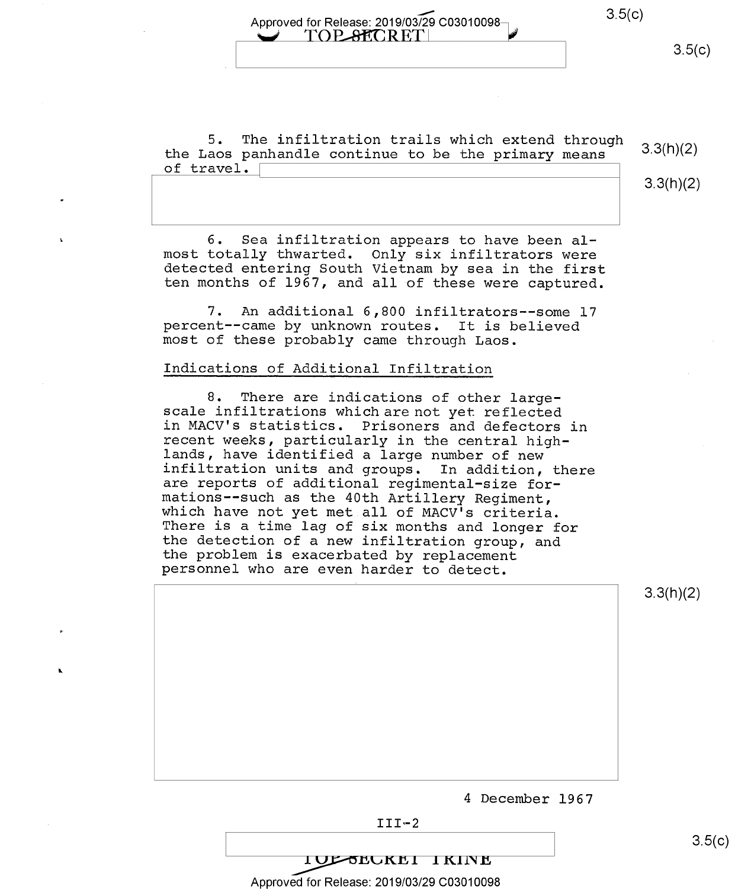5. The infiltration trails which extend through the Laos panhandle continue to be the primary means of travel.

6. Sea infiltration appears to have been almost totally thwarted. Only six infiltrators were detected entering South Vietnam by sea in the first ten months of 1967, and all of these were captured.

7. An additional 6,800 infiltrators--some 17 percent--came by unknown routes. It is believed most of these probably came through Laos.

Indications of Additional Infiltration

8. There are indications of other large-scale infiltrations which are not yet reflected in MACV's statistics. Prisoners and defectors in recent weeks, particularly in the central highlands, have identified a large number of new infiltration units and groups. In addition, there are reports of additional regimental-size formations--such as the 40th Artillery Regiment, which have not yet met all of MACV's criteria. There is a time lag of six months and longer for the detection of a new infiltration group, and the problem is exacerbated by replacement personnel who are even harder to detect.

4 December 1967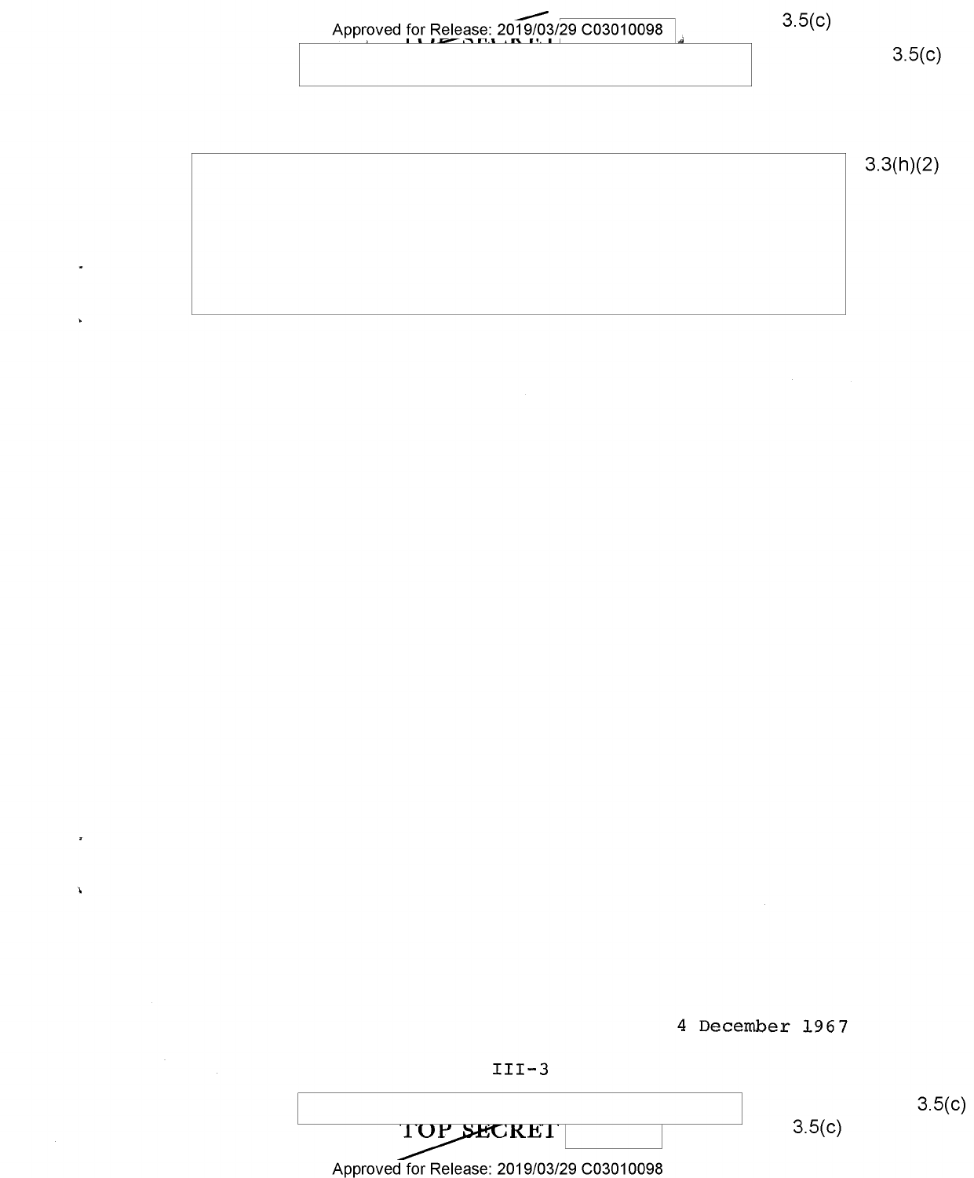4 December 1967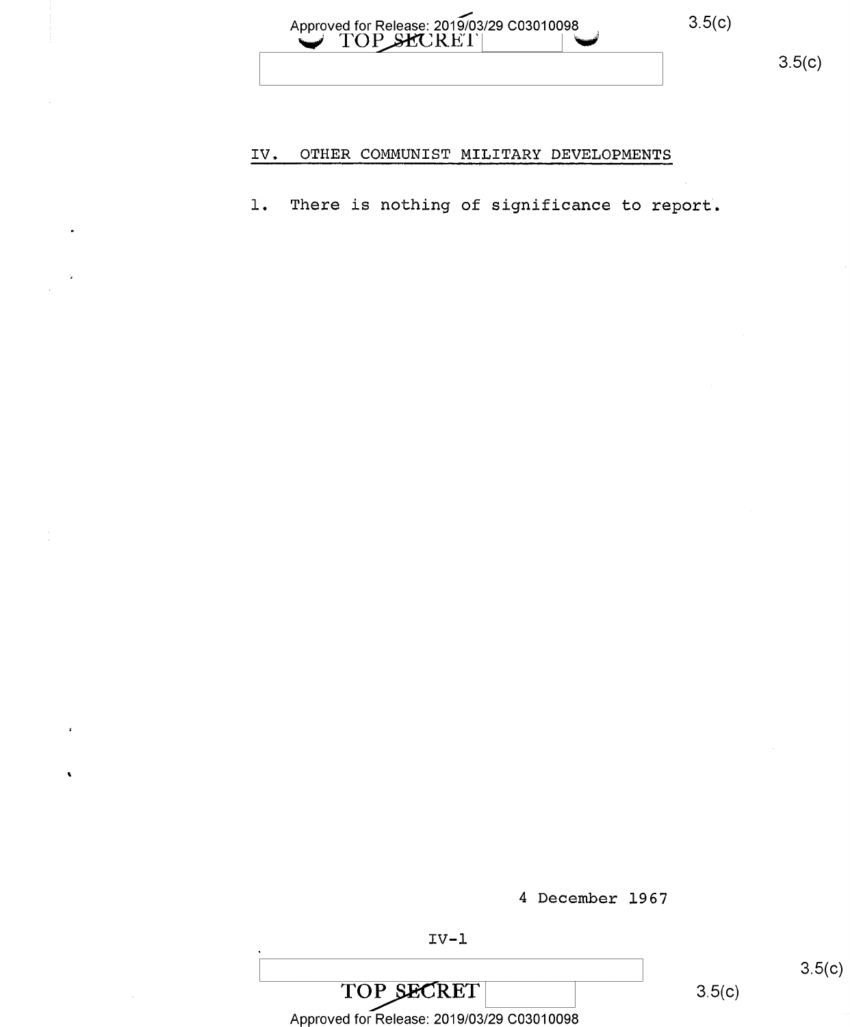## IV. OTHER COMMUNIST MILITARY DEVELOPMENTS

1. There is nothing of significance to report.

4 December 1967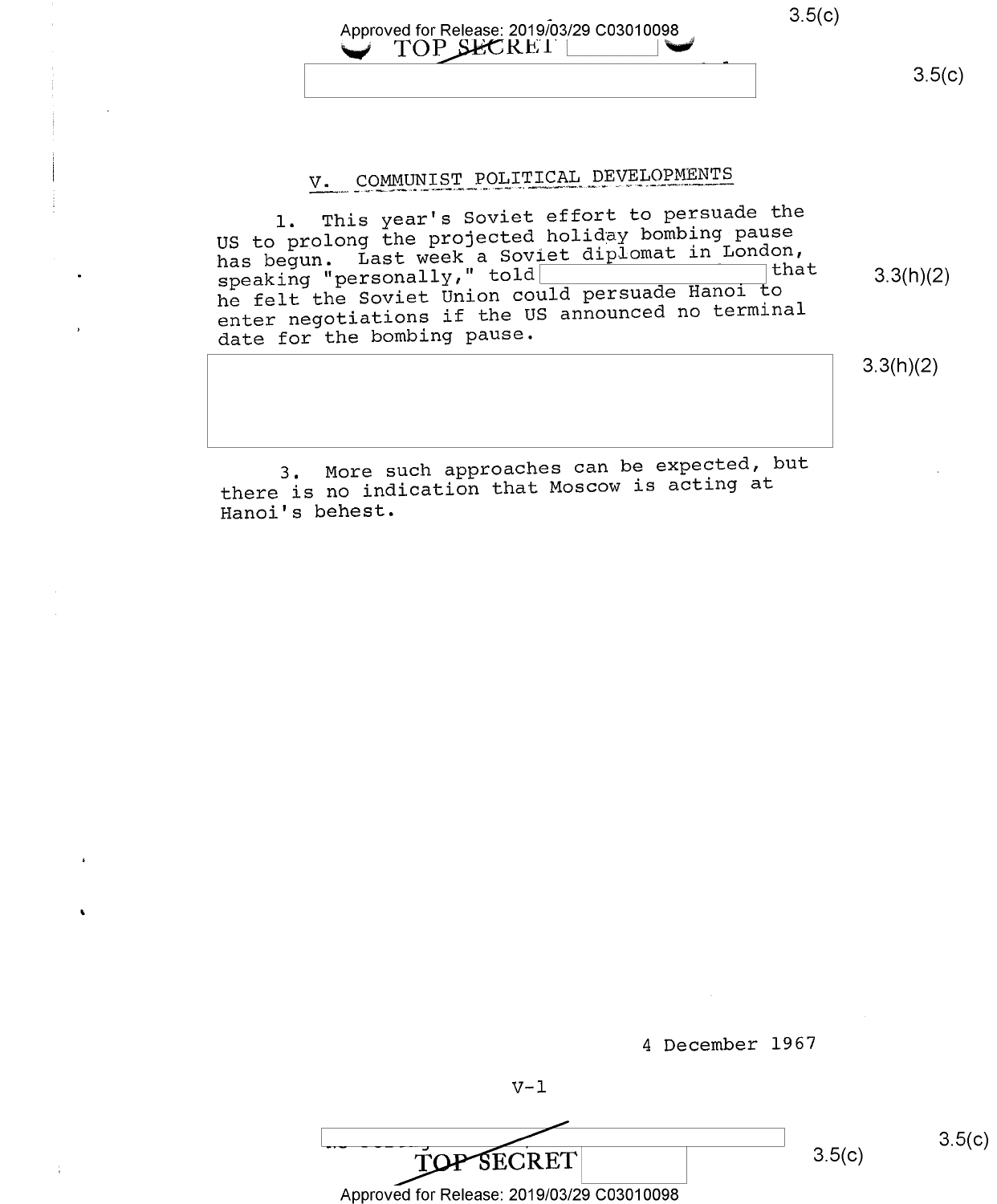## V. COMMUNIST POLITICAL DEVELOPMENTS

1. This year's Soviet effort to persuade the US to prolong the projected holiday bombing pause has begun. Last week a Soviet diplomat in London, speaking "personally," told [redacted] that he felt the Soviet Union could persuade Hanoi to enter negotiations if the US announced no terminal date for the bombing pause.

[redacted] 3.3(h)(2)

3. More such approaches can be expected, but there is no indication that Moscow is acting at Hanoi's behest.

4 December 1967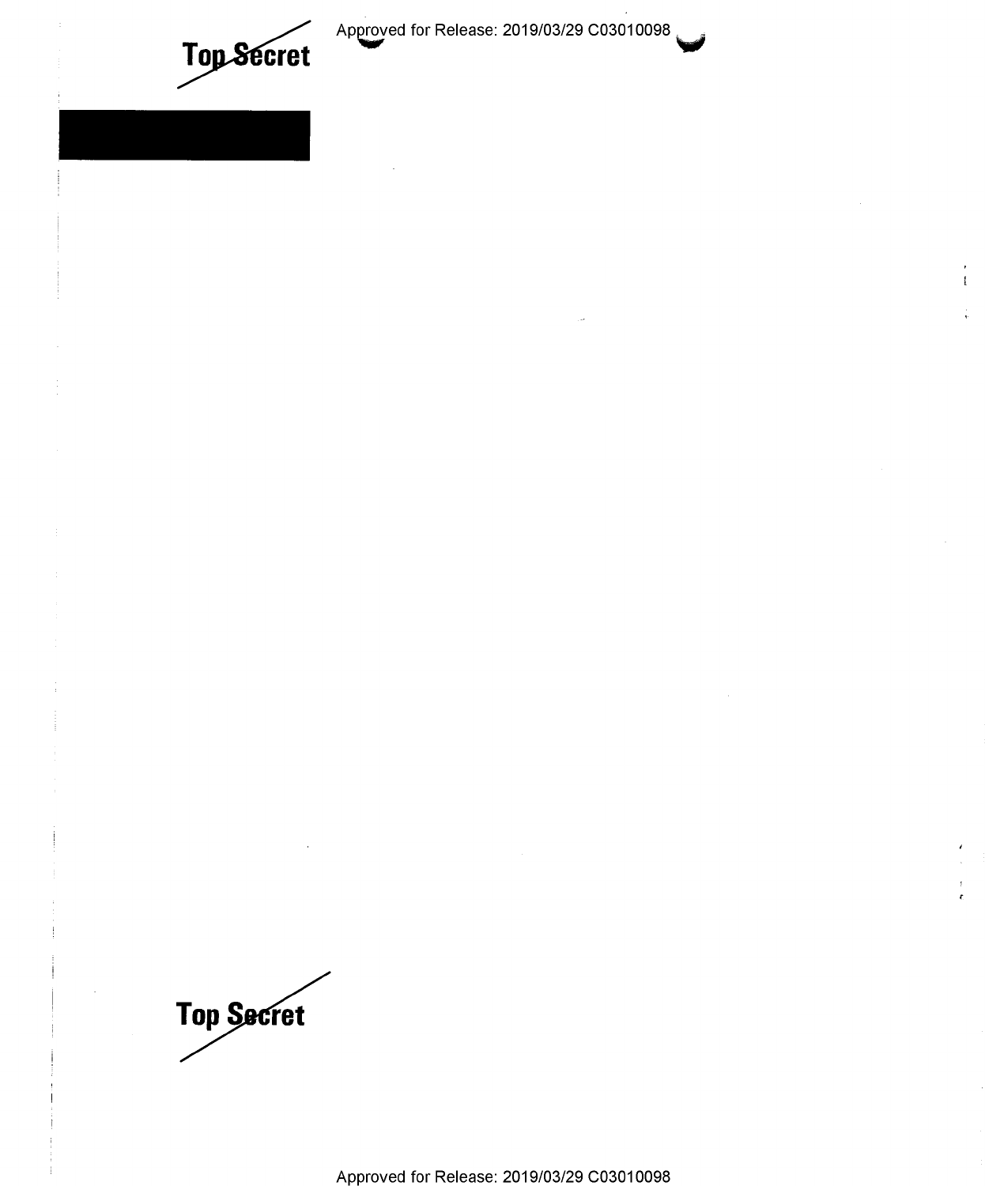~~Top Secret~~

~~Top Secret~~